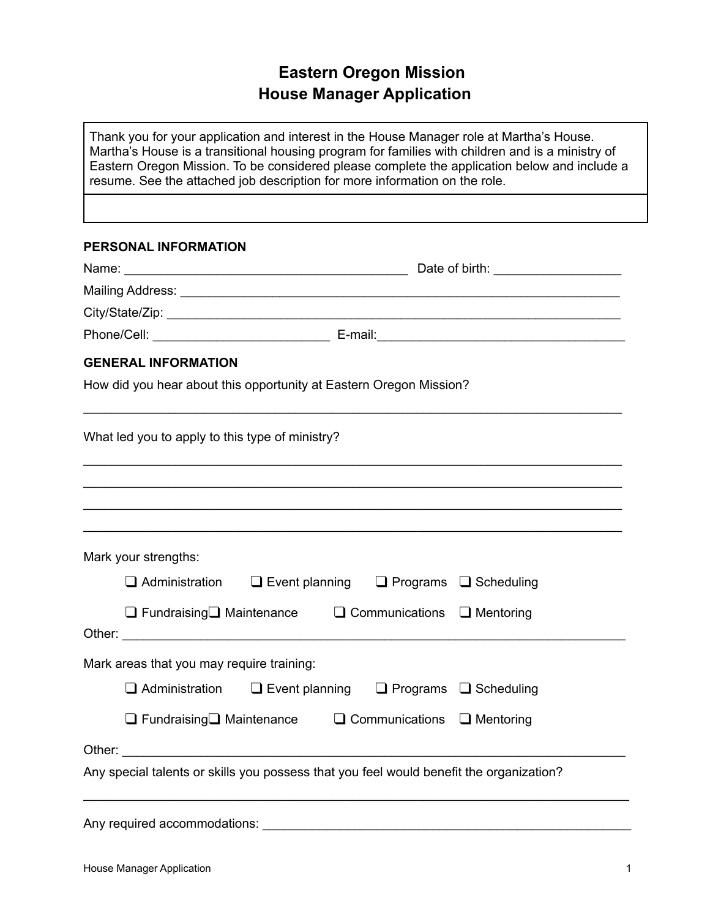# Eastern Oregon Mission
# House Manager Application

Thank you for your application and interest in the House Manager role at Martha's House. Martha's House is a transitional housing program for families with children and is a ministry of Eastern Oregon Mission. To be considered please complete the application below and include a resume. See the attached job description for more information on the role.

**PERSONAL INFORMATION**

Name: ________________________________________ Date of birth: _________________

Mailing Address: ______________________________________________________________

City/State/Zip: _______________________________________________________________

Phone/Cell: _________________________ E-mail:___________________________________

**GENERAL INFORMATION**

How did you hear about this opportunity at Eastern Oregon Mission?

_____________________________________________________________________________

What led you to apply to this type of ministry?

_____________________________________________________________________________

_____________________________________________________________________________

_____________________________________________________________________________

_____________________________________________________________________________

Mark your strengths:

❑ Administration ❑ Event planning ❑ Programs ❑ Scheduling

❑ Fundraising ❑ Maintenance ❑ Communications ❑ Mentoring

Other: ______________________________________________________________________

Mark areas that you may require training:

❑ Administration ❑ Event planning ❑ Programs ❑ Scheduling

❑ Fundraising ❑ Maintenance ❑ Communications ❑ Mentoring

Other: ______________________________________________________________________

Any special talents or skills you possess that you feel would benefit the organization?

_____________________________________________________________________________

Any required accommodations: ________________________________________________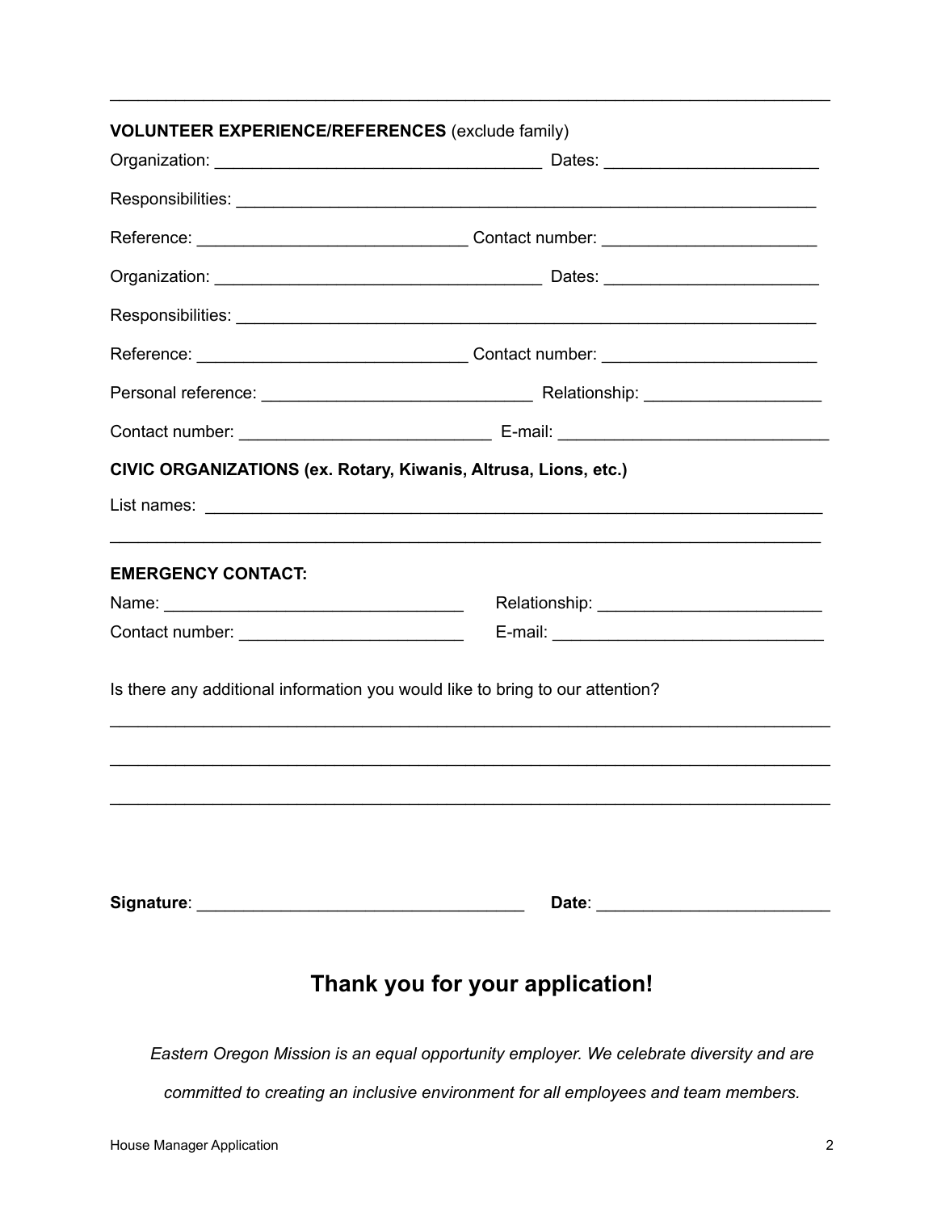______________________________________________________________________________

**VOLUNTEER EXPERIENCE/REFERENCES** (exclude family)

Organization: __________________________________ Dates: ______________________

Responsibilities: ____________________________________________________________

Reference: ____________________________ Contact number: ______________________

Organization: __________________________________ Dates: ______________________

Responsibilities: ____________________________________________________________

Reference: ____________________________ Contact number: ______________________

Personal reference: ____________________________ Relationship: __________________

Contact number: __________________________ E-mail: ____________________________

**CIVIC ORGANIZATIONS (ex. Rotary, Kiwanis, Altrusa, Lions, etc.)**

List names: _________________________________________________________________

_____________________________________________________________________________

**EMERGENCY CONTACT:**

Name: _______________________________ Relationship: _______________________

Contact number: ______________________ E-mail: ____________________________

Is there any additional information you would like to bring to our attention?

______________________________________________________________________________

______________________________________________________________________________

______________________________________________________________________________

**Signature**: __________________________________ **Date**: _______________________

## Thank you for your application!

*Eastern Oregon Mission is an equal opportunity employer. We celebrate diversity and are committed to creating an inclusive environment for all employees and team members.*